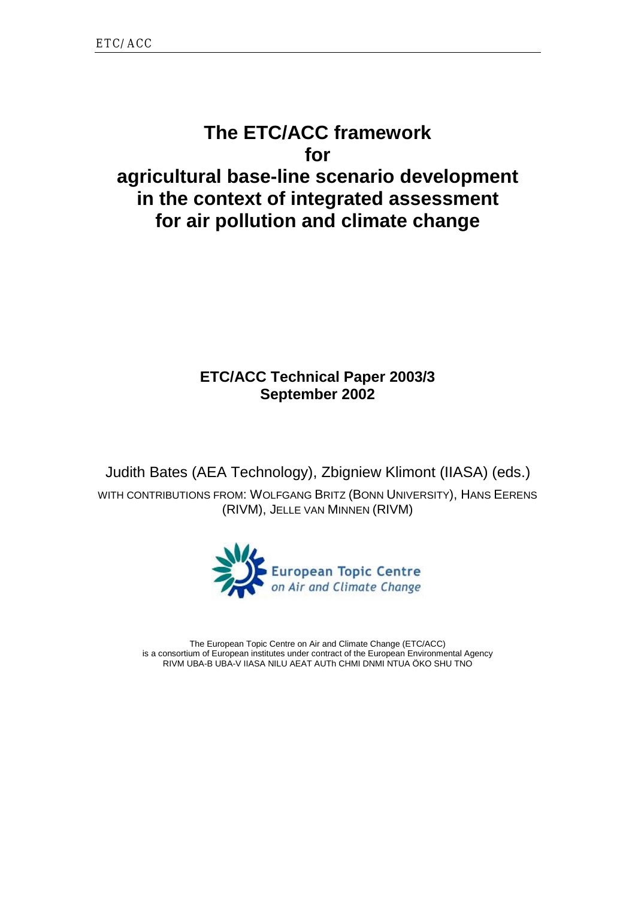# The ETC/ACC framework for agricultural base-line scenario development in the context of integrated assessment for air pollution and climate change

**ETC/ACC Technical Paper 2003/3**
**September 2002**

Judith Bates (AEA Technology), Zbigniew Klimont (IIASA) (eds.)

WITH CONTRIBUTIONS FROM: WOLFGANG BRITZ (BONN UNIVERSITY), HANS EERENS (RIVM), JELLE VAN MINNEN (RIVM)

European Topic Centre on Air and Climate Change

The European Topic Centre on Air and Climate Change (ETC/ACC) is a consortium of European institutes under contract of the European Environmental Agency
RIVM UBA-B UBA-V IIASA NILU AEAT AUTh CHMI DNMI NTUA ÖKO SHU TNO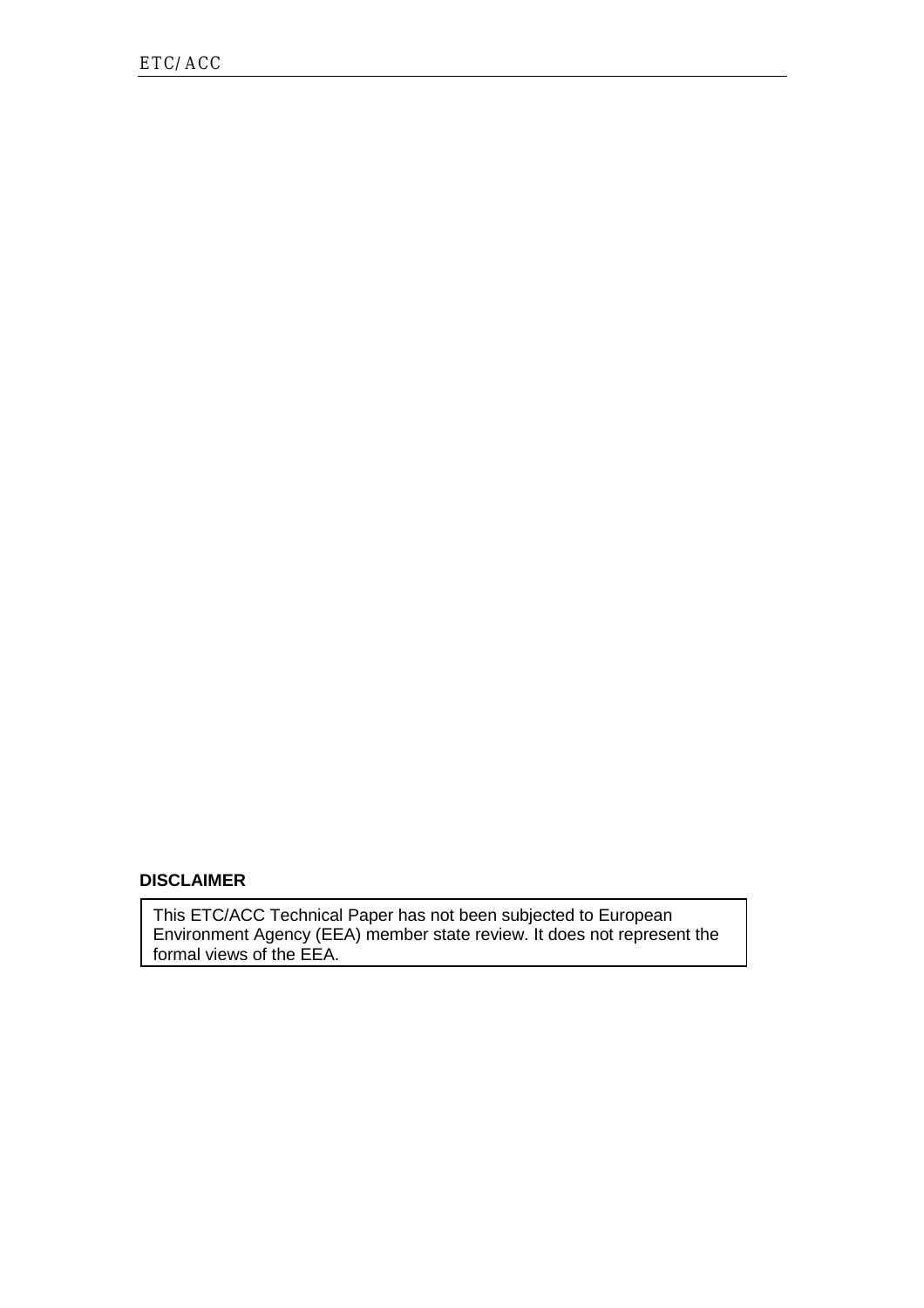**DISCLAIMER**

This ETC/ACC Technical Paper has not been subjected to European Environment Agency (EEA) member state review. It does not represent the formal views of the EEA.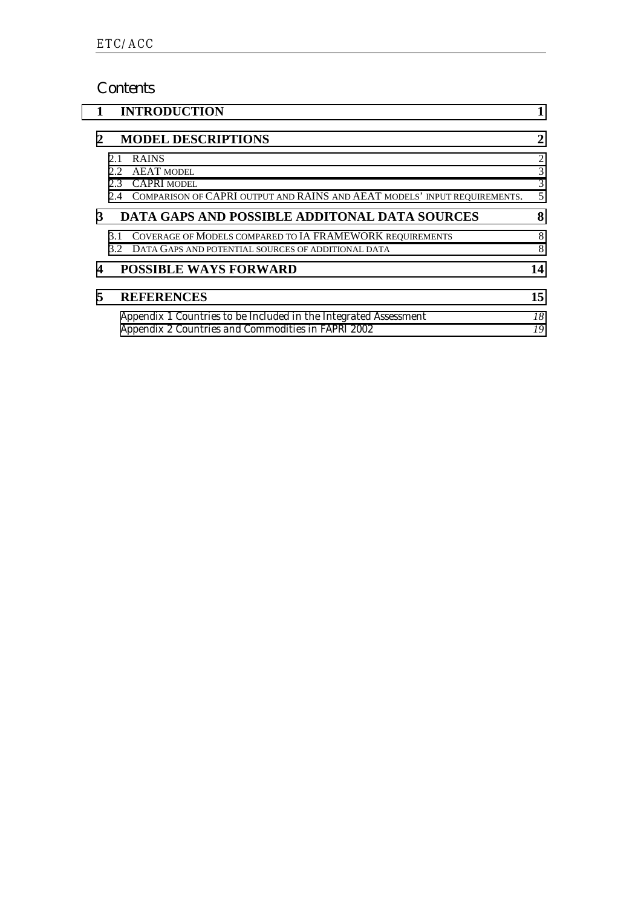# Contents

| | | |
|---|---|---|
| **1** | **INTRODUCTION** | **1** |
| **2** | **MODEL DESCRIPTIONS** | **2** |
| 2.1 | RAINS | 2 |
| 2.2 | AEAT MODEL | 3 |
| 2.3 | CAPRI MODEL | 3 |
| 2.4 | COMPARISON OF CAPRI OUTPUT AND RAINS AND AEAT MODELS' INPUT REQUIREMENTS. | 5 |
| **3** | **DATA GAPS AND POSSIBLE ADDITONAL DATA SOURCES** | **8** |
| 3.1 | COVERAGE OF MODELS COMPARED TO IA FRAMEWORK REQUIREMENTS | 8 |
| 3.2 | DATA GAPS AND POTENTIAL SOURCES OF ADDITIONAL DATA | 8 |
| **4** | **POSSIBLE WAYS FORWARD** | **14** |
| **5** | **REFERENCES** | **15** |
| | *Appendix 1 Countries to be Included in the Integrated Assessment* | *18* |
| | *Appendix 2 Countries and Commodities in FAPRI 2002* | *19* |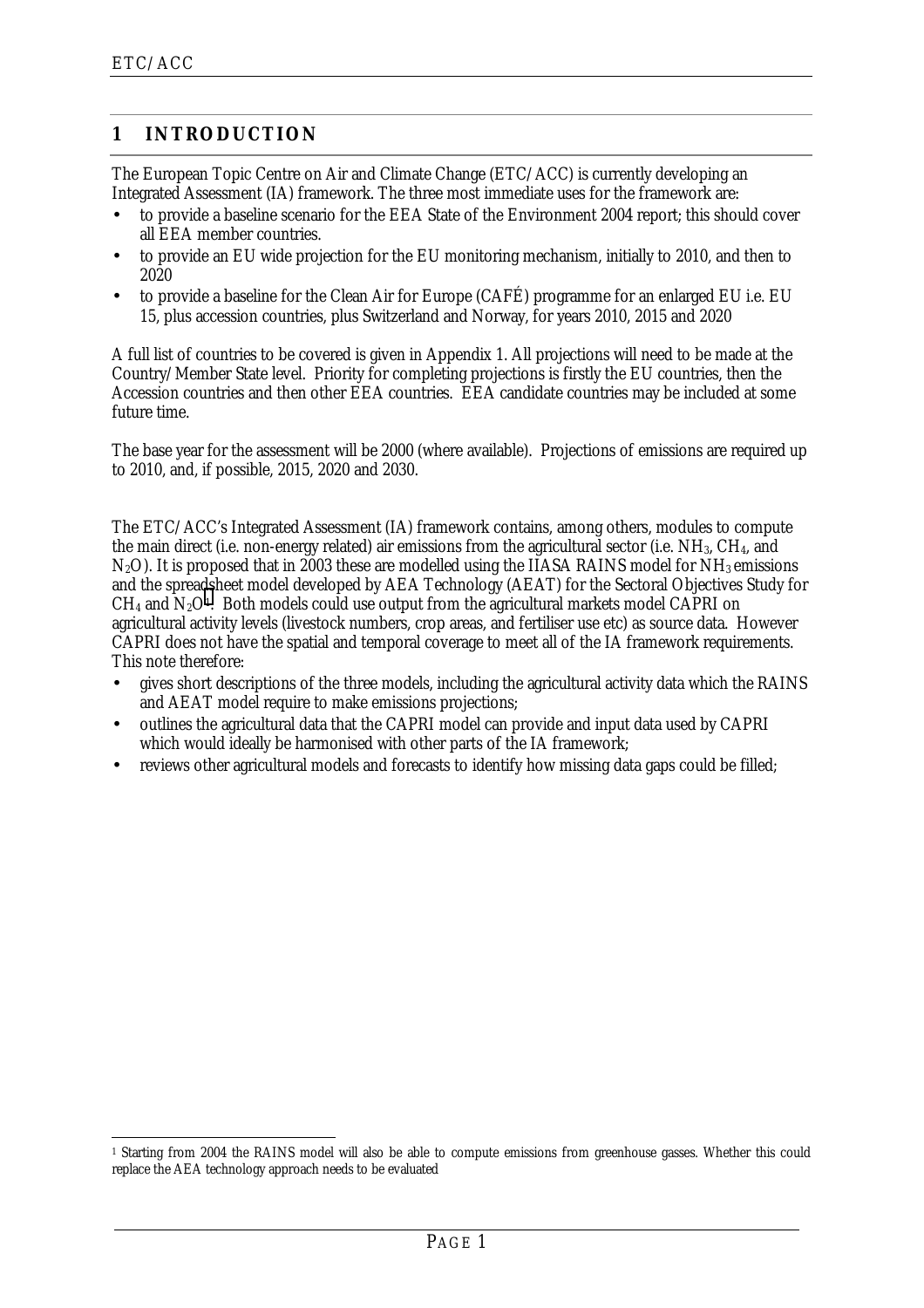# 1 INTRODUCTION

The European Topic Centre on Air and Climate Change (ETC/ACC) is currently developing an Integrated Assessment (IA) framework. The three most immediate uses for the framework are:

- to provide a baseline scenario for the EEA State of the Environment 2004 report; this should cover all EEA member countries.
- to provide an EU wide projection for the EU monitoring mechanism, initially to 2010, and then to 2020
- to provide a baseline for the Clean Air for Europe (CAFÉ) programme for an enlarged EU i.e. EU 15, plus accession countries, plus Switzerland and Norway, for years 2010, 2015 and 2020

A full list of countries to be covered is given in Appendix 1. All projections will need to be made at the Country/Member State level. Priority for completing projections is firstly the EU countries, then the Accession countries and then other EEA countries. EEA candidate countries may be included at some future time.

The base year for the assessment will be 2000 (where available). Projections of emissions are required up to 2010, and, if possible, 2015, 2020 and 2030.

The ETC/ACC's Integrated Assessment (IA) framework contains, among others, modules to compute the main direct (i.e. non-energy related) air emissions from the agricultural sector (i.e. $NH_3$, $CH_4$, and $N_2O$). It is proposed that in 2003 these are modelled using the IIASA RAINS model for $NH_3$ emissions and the spreadsheet model developed by AEA Technology (AEAT) for the Sectoral Objectives Study for $CH_4$ and $N_2O$[1]. Both models could use output from the agricultural markets model CAPRI on agricultural activity levels (livestock numbers, crop areas, and fertiliser use etc) as source data. However CAPRI does not have the spatial and temporal coverage to meet all of the IA framework requirements. This note therefore:

- gives short descriptions of the three models, including the agricultural activity data which the RAINS and AEAT model require to make emissions projections;
- outlines the agricultural data that the CAPRI model can provide and input data used by CAPRI which would ideally be harmonised with other parts of the IA framework;
- reviews other agricultural models and forecasts to identify how missing data gaps could be filled;

---

[1] Starting from 2004 the RAINS model will also be able to compute emissions from greenhouse gasses. Whether this could replace the AEA technology approach needs to be evaluated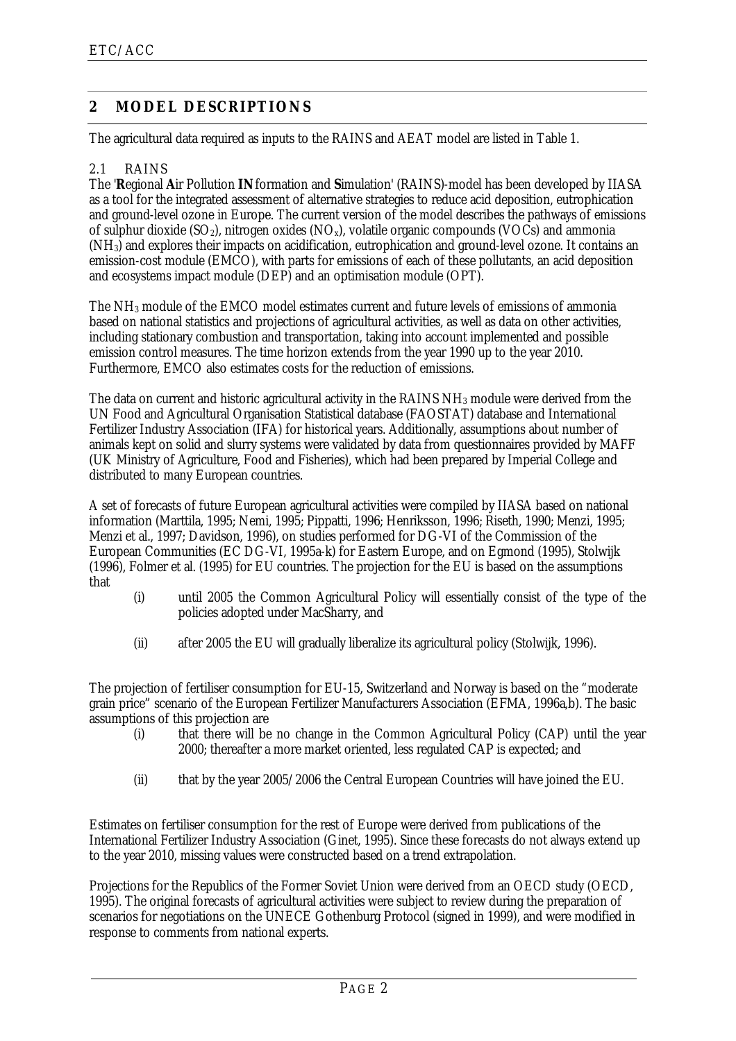## 2 MODEL DESCRIPTIONS

The agricultural data required as inputs to the RAINS and AEAT model are listed in Table 1.

### 2.1 RAINS

The '**R**egional **A**ir Pollution **IN**formation and **S**imulation' (RAINS)-model has been developed by IIASA as a tool for the integrated assessment of alternative strategies to reduce acid deposition, eutrophication and ground-level ozone in Europe. The current version of the model describes the pathways of emissions of sulphur dioxide ($SO_2$), nitrogen oxides ($NO_x$), volatile organic compounds (VOCs) and ammonia ($NH_3$) and explores their impacts on acidification, eutrophication and ground-level ozone. It contains an emission-cost module (EMCO), with parts for emissions of each of these pollutants, an acid deposition and ecosystems impact module (DEP) and an optimisation module (OPT).

The $NH_3$ module of the EMCO model estimates current and future levels of emissions of ammonia based on national statistics and projections of agricultural activities, as well as data on other activities, including stationary combustion and transportation, taking into account implemented and possible emission control measures. The time horizon extends from the year 1990 up to the year 2010. Furthermore, EMCO also estimates costs for the reduction of emissions.

The data on current and historic agricultural activity in the RAINS $NH_3$ module were derived from the UN Food and Agricultural Organisation Statistical database (FAOSTAT) database and International Fertilizer Industry Association (IFA) for historical years. Additionally, assumptions about number of animals kept on solid and slurry systems were validated by data from questionnaires provided by MAFF (UK Ministry of Agriculture, Food and Fisheries), which had been prepared by Imperial College and distributed to many European countries.

A set of forecasts of future European agricultural activities were compiled by IIASA based on national information (Marttila, 1995; Nemi, 1995; Pippatti, 1996; Henriksson, 1996; Riseth, 1990; Menzi, 1995; Menzi et al., 1997; Davidson, 1996), on studies performed for DG-VI of the Commission of the European Communities (EC DG-VI, 1995a-k) for Eastern Europe, and on Egmond (1995), Stolwijk (1996), Folmer et al. (1995) for EU countries. The projection for the EU is based on the assumptions that

(i) until 2005 the Common Agricultural Policy will essentially consist of the type of the policies adopted under MacSharry, and

(ii) after 2005 the EU will gradually liberalize its agricultural policy (Stolwijk, 1996).

The projection of fertiliser consumption for EU-15, Switzerland and Norway is based on the "moderate grain price" scenario of the European Fertilizer Manufacturers Association (EFMA, 1996a,b). The basic assumptions of this projection are

(i) that there will be no change in the Common Agricultural Policy (CAP) until the year 2000; thereafter a more market oriented, less regulated CAP is expected; and

(ii) that by the year 2005/2006 the Central European Countries will have joined the EU.

Estimates on fertiliser consumption for the rest of Europe were derived from publications of the International Fertilizer Industry Association (Ginet, 1995). Since these forecasts do not always extend up to the year 2010, missing values were constructed based on a trend extrapolation.

Projections for the Republics of the Former Soviet Union were derived from an OECD study (OECD, 1995). The original forecasts of agricultural activities were subject to review during the preparation of scenarios for negotiations on the UNECE Gothenburg Protocol (signed in 1999), and were modified in response to comments from national experts.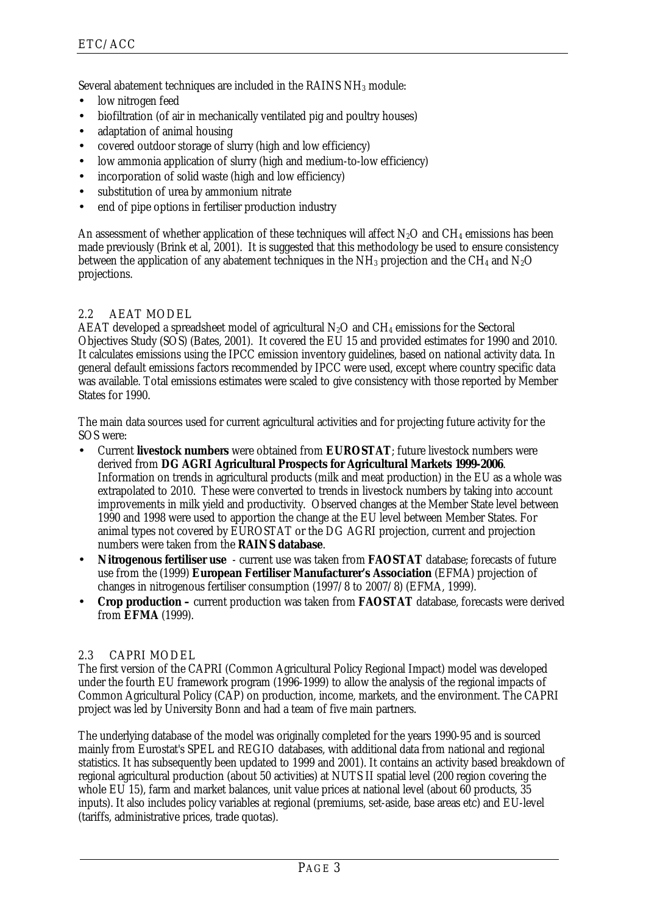Several abatement techniques are included in the RAINS $NH_3$ module:

- low nitrogen feed
- biofiltration (of air in mechanically ventilated pig and poultry houses)
- adaptation of animal housing
- covered outdoor storage of slurry (high and low efficiency)
- low ammonia application of slurry (high and medium-to-low efficiency)
- incorporation of solid waste (high and low efficiency)
- substitution of urea by ammonium nitrate
- end of pipe options in fertiliser production industry

An assessment of whether application of these techniques will affect $N_2O$ and $CH_4$ emissions has been made previously (Brink et al, 2001). It is suggested that this methodology be used to ensure consistency between the application of any abatement techniques in the $NH_3$ projection and the $CH_4$ and $N_2O$ projections.

## 2.2 AEAT MODEL

AEAT developed a spreadsheet model of agricultural $N_2O$ and $CH_4$ emissions for the Sectoral Objectives Study (SOS) (Bates, 2001). It covered the EU 15 and provided estimates for 1990 and 2010. It calculates emissions using the IPCC emission inventory guidelines, based on national activity data. In general default emissions factors recommended by IPCC were used, except where country specific data was available. Total emissions estimates were scaled to give consistency with those reported by Member States for 1990.

The main data sources used for current agricultural activities and for projecting future activity for the SOS were:

- Current **livestock numbers** were obtained from **EUROSTAT**; future livestock numbers were derived from **DG AGRI Agricultural Prospects for Agricultural Markets 1999-2006**. Information on trends in agricultural products (milk and meat production) in the EU as a whole was extrapolated to 2010. These were converted to trends in livestock numbers by taking into account improvements in milk yield and productivity. Observed changes at the Member State level between 1990 and 1998 were used to apportion the change at the EU level between Member States. For animal types not covered by EUROSTAT or the DG AGRI projection, current and projection numbers were taken from the **RAINS database**.
- **Nitrogenous fertiliser use** - current use was taken from **FAOSTAT** database; forecasts of future use from the (1999) **European Fertiliser Manufacturer's Association** (EFMA) projection of changes in nitrogenous fertiliser consumption (1997/8 to 2007/8) (EFMA, 1999).
- **Crop production –** current production was taken from **FAOSTAT** database, forecasts were derived from **EFMA** (1999).

## 2.3 CAPRI MODEL

The first version of the CAPRI (Common Agricultural Policy Regional Impact) model was developed under the fourth EU framework program (1996-1999) to allow the analysis of the regional impacts of Common Agricultural Policy (CAP) on production, income, markets, and the environment. The CAPRI project was led by University Bonn and had a team of five main partners.

The underlying database of the model was originally completed for the years 1990-95 and is sourced mainly from Eurostat's SPEL and REGIO databases, with additional data from national and regional statistics. It has subsequently been updated to 1999 and 2001). It contains an activity based breakdown of regional agricultural production (about 50 activities) at NUTS II spatial level (200 region covering the whole EU 15), farm and market balances, unit value prices at national level (about 60 products, 35 inputs). It also includes policy variables at regional (premiums, set-aside, base areas etc) and EU-level (tariffs, administrative prices, trade quotas).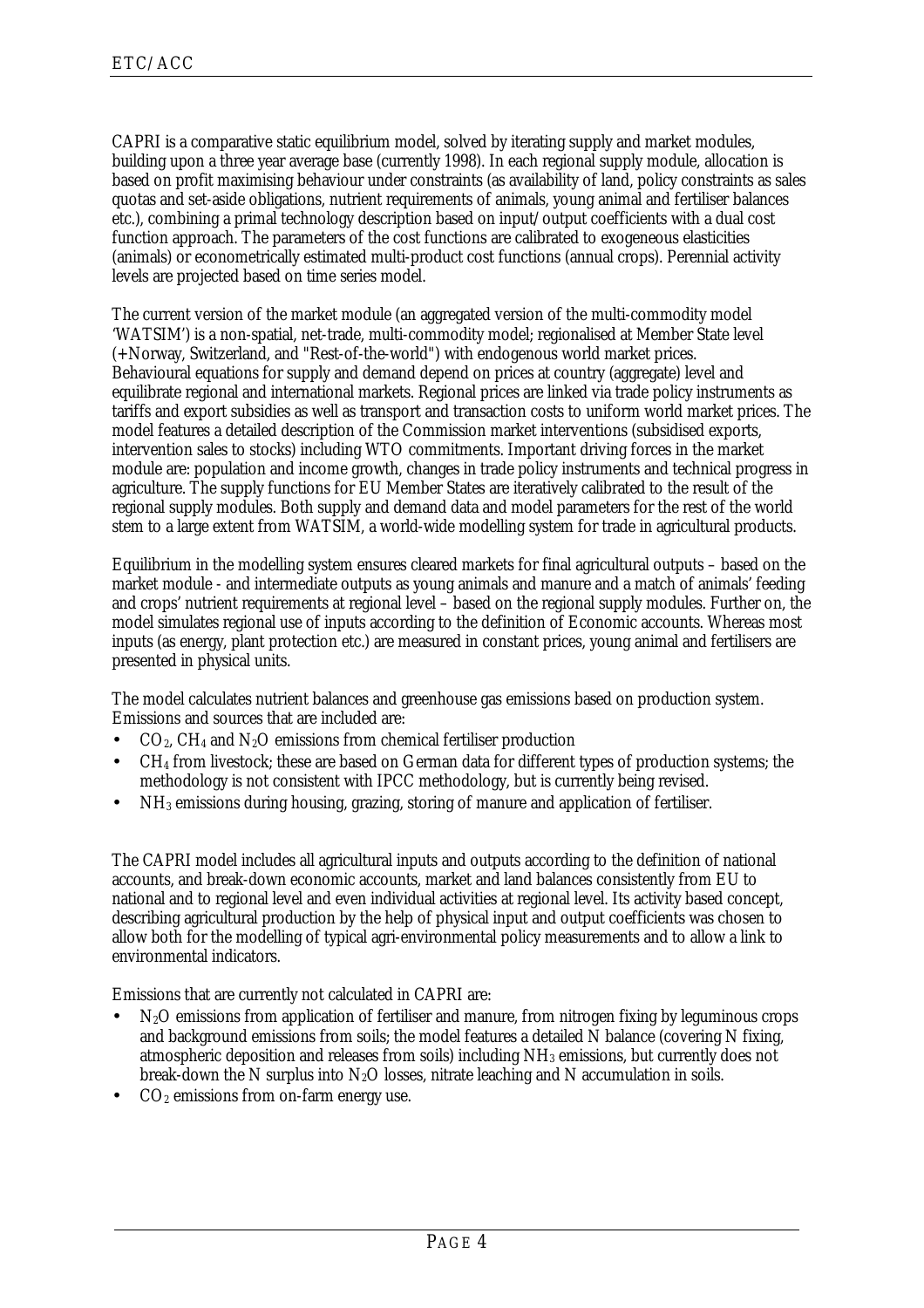CAPRI is a comparative static equilibrium model, solved by iterating supply and market modules, building upon a three year average base (currently 1998). In each regional supply module, allocation is based on profit maximising behaviour under constraints (as availability of land, policy constraints as sales quotas and set-aside obligations, nutrient requirements of animals, young animal and fertiliser balances etc.), combining a primal technology description based on input/output coefficients with a dual cost function approach. The parameters of the cost functions are calibrated to exogeneous elasticities (animals) or econometrically estimated multi-product cost functions (annual crops). Perennial activity levels are projected based on time series model.

The current version of the market module (an aggregated version of the multi-commodity model 'WATSIM') is a non-spatial, net-trade, multi-commodity model; regionalised at Member State level (+Norway, Switzerland, and "Rest-of-the-world") with endogenous world market prices. Behavioural equations for supply and demand depend on prices at country (aggregate) level and equilibrate regional and international markets. Regional prices are linked via trade policy instruments as tariffs and export subsidies as well as transport and transaction costs to uniform world market prices. The model features a detailed description of the Commission market interventions (subsidised exports, intervention sales to stocks) including WTO commitments. Important driving forces in the market module are: population and income growth, changes in trade policy instruments and technical progress in agriculture. The supply functions for EU Member States are iteratively calibrated to the result of the regional supply modules. Both supply and demand data and model parameters for the rest of the world stem to a large extent from WATSIM, a world-wide modelling system for trade in agricultural products.

Equilibrium in the modelling system ensures cleared markets for final agricultural outputs – based on the market module - and intermediate outputs as young animals and manure and a match of animals' feeding and crops' nutrient requirements at regional level – based on the regional supply modules. Further on, the model simulates regional use of inputs according to the definition of Economic accounts. Whereas most inputs (as energy, plant protection etc.) are measured in constant prices, young animal and fertilisers are presented in physical units.

The model calculates nutrient balances and greenhouse gas emissions based on production system. Emissions and sources that are included are:

- $CO_2$, $CH_4$ and $N_2O$ emissions from chemical fertiliser production
- $CH_4$ from livestock; these are based on German data for different types of production systems; the methodology is not consistent with IPCC methodology, but is currently being revised.
- $NH_3$ emissions during housing, grazing, storing of manure and application of fertiliser.

The CAPRI model includes all agricultural inputs and outputs according to the definition of national accounts, and break-down economic accounts, market and land balances consistently from EU to national and to regional level and even individual activities at regional level. Its activity based concept, describing agricultural production by the help of physical input and output coefficients was chosen to allow both for the modelling of typical agri-environmental policy measurements and to allow a link to environmental indicators.

Emissions that are currently not calculated in CAPRI are:

- $N_2O$ emissions from application of fertiliser and manure, from nitrogen fixing by leguminous crops and background emissions from soils; the model features a detailed N balance (covering N fixing, atmospheric deposition and releases from soils) including $NH_3$ emissions, but currently does not break-down the N surplus into $N_2O$ losses, nitrate leaching and N accumulation in soils.
- $CO_2$ emissions from on-farm energy use.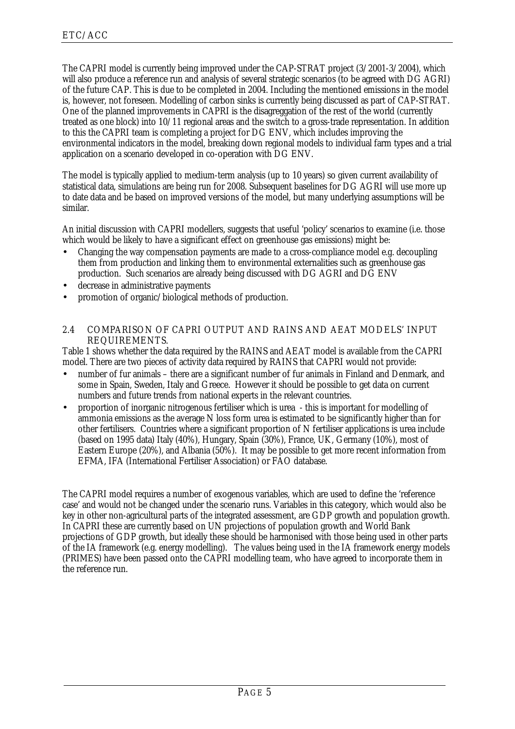The CAPRI model is currently being improved under the CAP-STRAT project (3/2001-3/2004), which will also produce a reference run and analysis of several strategic scenarios (to be agreed with DG AGRI) of the future CAP. This is due to be completed in 2004. Including the mentioned emissions in the model is, however, not foreseen. Modelling of carbon sinks is currently being discussed as part of CAP-STRAT. One of the planned improvements in CAPRI is the disaggregation of the rest of the world (currently treated as one block) into 10/11 regional areas and the switch to a gross-trade representation. In addition to this the CAPRI team is completing a project for DG ENV, which includes improving the environmental indicators in the model, breaking down regional models to individual farm types and a trial application on a scenario developed in co-operation with DG ENV.

The model is typically applied to medium-term analysis (up to 10 years) so given current availability of statistical data, simulations are being run for 2008. Subsequent baselines for DG AGRI will use more up to date data and be based on improved versions of the model, but many underlying assumptions will be similar.

An initial discussion with CAPRI modellers, suggests that useful 'policy' scenarios to examine (i.e. those which would be likely to have a significant effect on greenhouse gas emissions) might be:

- Changing the way compensation payments are made to a cross-compliance model e.g. decoupling them from production and linking them to environmental externalities such as greenhouse gas production. Such scenarios are already being discussed with DG AGRI and DG ENV
- decrease in administrative payments
- promotion of organic/biological methods of production.

## 2.4 COMPARISON OF CAPRI OUTPUT AND RAINS AND AEAT MODELS' INPUT REQUIREMENTS.

Table 1 shows whether the data required by the RAINS and AEAT model is available from the CAPRI model. There are two pieces of activity data required by RAINS that CAPRI would not provide:

- number of fur animals – there are a significant number of fur animals in Finland and Denmark, and some in Spain, Sweden, Italy and Greece. However it should be possible to get data on current numbers and future trends from national experts in the relevant countries.
- proportion of inorganic nitrogenous fertiliser which is urea - this is important for modelling of ammonia emissions as the average N loss form urea is estimated to be significantly higher than for other fertilisers. Countries where a significant proportion of N fertiliser applications is urea include (based on 1995 data) Italy (40%), Hungary, Spain (30%), France, UK, Germany (10%), most of Eastern Europe (20%), and Albania (50%). It may be possible to get more recent information from EFMA, IFA (International Fertiliser Association) or FAO database.

The CAPRI model requires a number of exogenous variables, which are used to define the 'reference case' and would not be changed under the scenario runs. Variables in this category, which would also be key in other non-agricultural parts of the integrated assessment, are GDP growth and population growth. In CAPRI these are currently based on UN projections of population growth and World Bank projections of GDP growth, but ideally these should be harmonised with those being used in other parts of the IA framework (e.g. energy modelling). The values being used in the IA framework energy models (PRIMES) have been passed onto the CAPRI modelling team, who have agreed to incorporate them in the reference run.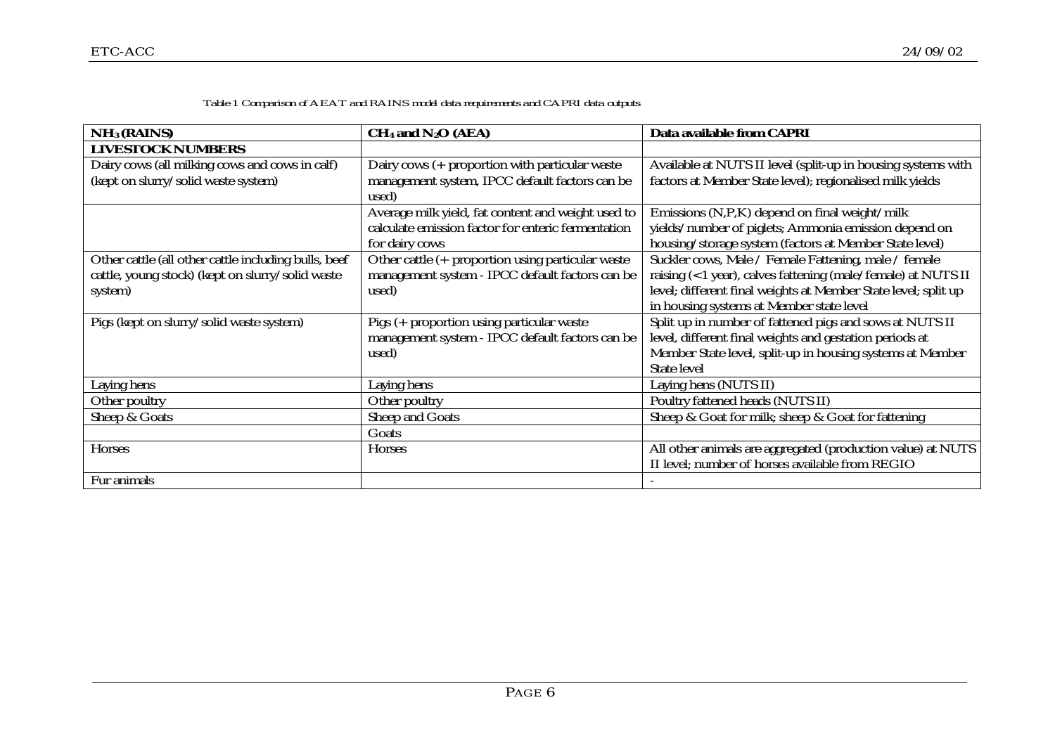Table 1 Comparison of AEAT and RAINS model data requirements and CAPRI data outputs

| $NH_3$ (RAINS) | $CH_4$ and $N_2O$ (AEA) | Data available from CAPRI |
|---|---|---|
| **LIVESTOCK NUMBERS** | | |
| Dairy cows (all milking cows and cows in calf) (kept on slurry/solid waste system) | Dairy cows (+ proportion with particular waste management system, IPCC default factors can be used) | Available at NUTS II level (split-up in housing systems with factors at Member State level); regionalised milk yields |
| | Average milk yield, fat content and weight used to calculate emission factor for enteric fermentation for dairy cows | Emissions (N,P,K) depend on final weight/milk yields/number of piglets; Ammonia emission depend on housing/storage system (factors at Member State level) |
| Other cattle (all other cattle including bulls, beef cattle, young stock) (kept on slurry/solid waste system) | Other cattle (+ proportion using particular waste management system - IPCC default factors can be used) | Suckler cows, Male / Female Fattening, male / female raising (<1 year), calves fattening (male/female) at NUTS II level; different final weights at Member State level; split up in housing systems at Member state level |
| Pigs (kept on slurry/solid waste system) | Pigs (+ proportion using particular waste management system - IPCC default factors can be used) | Split up in number of fattened pigs and sows at NUTS II level, different final weights and gestation periods at Member State level, split-up in housing systems at Member State level |
| Laying hens | Laying hens | Laying hens (NUTS II) |
| Other poultry | Other poultry | Poultry fattened heads (NUTS II) |
| Sheep & Goats | Sheep and Goats | Sheep & Goat for milk; sheep & Goat for fattening |
| | Goats | |
| Horses | Horses | All other animals are aggregated (production value) at NUTS II level; number of horses available from REGIO |
| Fur animals | | - |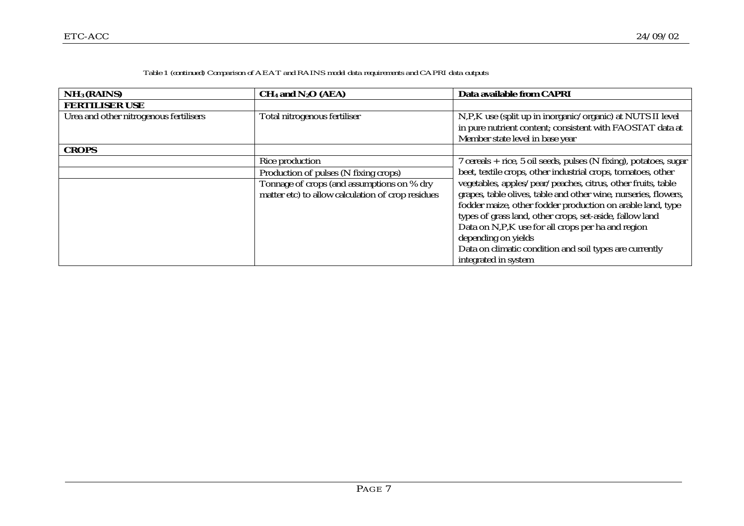Table 1 (continued) Comparison of AEAT and RAINS model data requirements and CAPRI data outputs

| $NH_3$ (RAINS) | $CH_4$ and $N_2O$ (AEA) | Data available from CAPRI |
|---|---|---|
| **FERTILISER USE** | | |
| Urea and other nitrogenous fertilisers | Total nitrogenous fertiliser | N,P,K use (split up in inorganic/organic) at NUTS II level in pure nutrient content; consistent with FAOSTAT data at Member state level in base year |
| **CROPS** | | |
| | Rice production | 7 cereals + rice, 5 oil seeds, pulses (N fixing), potatoes, sugar beet, textile crops, other industrial crops, tomatoes, other vegetables, apples/pear/peaches, citrus, other fruits, table grapes, table olives, table and other wine, nurseries, flowers, fodder maize, other fodder production on arable land, type types of grass land, other crops, set-aside, fallow land<br>Data on N,P,K use for all crops per ha and region depending on yields<br>Data on climatic condition and soil types are currently integrated in system |
| | Production of pulses (N fixing crops) | |
| | Tonnage of crops (and assumptions on % dry matter etc) to allow calculation of crop residues | |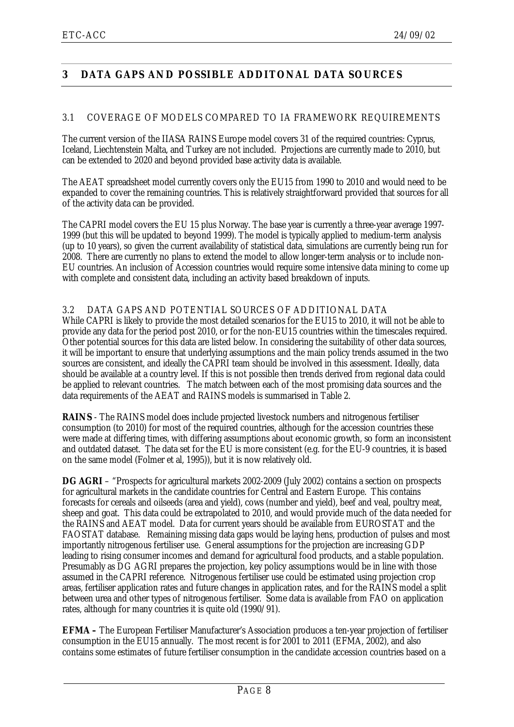# 3 DATA GAPS AND POSSIBLE ADDITONAL DATA SOURCES

## 3.1 COVERAGE OF MODELS COMPARED TO IA FRAMEWORK REQUIREMENTS

The current version of the IIASA RAINS Europe model covers 31 of the required countries: Cyprus, Iceland, Liechtenstein Malta, and Turkey are not included. Projections are currently made to 2010, but can be extended to 2020 and beyond provided base activity data is available.

The AEAT spreadsheet model currently covers only the EU15 from 1990 to 2010 and would need to be expanded to cover the remaining countries. This is relatively straightforward provided that sources for all of the activity data can be provided.

The CAPRI model covers the EU 15 plus Norway. The base year is currently a three-year average 1997-1999 (but this will be updated to beyond 1999). The model is typically applied to medium-term analysis (up to 10 years), so given the current availability of statistical data, simulations are currently being run for 2008. There are currently no plans to extend the model to allow longer-term analysis or to include non-EU countries. An inclusion of Accession countries would require some intensive data mining to come up with complete and consistent data, including an activity based breakdown of inputs.

## 3.2 DATA GAPS AND POTENTIAL SOURCES OF ADDITIONAL DATA

While CAPRI is likely to provide the most detailed scenarios for the EU15 to 2010, it will not be able to provide any data for the period post 2010, or for the non-EU15 countries within the timescales required. Other potential sources for this data are listed below. In considering the suitability of other data sources, it will be important to ensure that underlying assumptions and the main policy trends assumed in the two sources are consistent, and ideally the CAPRI team should be involved in this assessment. Ideally, data should be available at a country level. If this is not possible then trends derived from regional data could be applied to relevant countries. The match between each of the most promising data sources and the data requirements of the AEAT and RAINS models is summarised in Table 2.

**RAINS** - The RAINS model does include projected livestock numbers and nitrogenous fertiliser consumption (to 2010) for most of the required countries, although for the accession countries these were made at differing times, with differing assumptions about economic growth, so form an inconsistent and outdated dataset. The data set for the EU is more consistent (e.g. for the EU-9 countries, it is based on the same model (Folmer et al, 1995)), but it is now relatively old.

**DG AGRI** – "Prospects for agricultural markets 2002-2009 (July 2002) contains a section on prospects for agricultural markets in the candidate countries for Central and Eastern Europe. This contains forecasts for cereals and oilseeds (area and yield), cows (number and yield), beef and veal, poultry meat, sheep and goat. This data could be extrapolated to 2010, and would provide much of the data needed for the RAINS and AEAT model. Data for current years should be available from EUROSTAT and the FAOSTAT database. Remaining missing data gaps would be laying hens, production of pulses and most importantly nitrogenous fertiliser use. General assumptions for the projection are increasing GDP leading to rising consumer incomes and demand for agricultural food products, and a stable population. Presumably as DG AGRI prepares the projection, key policy assumptions would be in line with those assumed in the CAPRI reference. Nitrogenous fertiliser use could be estimated using projection crop areas, fertiliser application rates and future changes in application rates, and for the RAINS model a split between urea and other types of nitrogenous fertiliser. Some data is available from FAO on application rates, although for many countries it is quite old (1990/91).

**EFMA –** The European Fertiliser Manufacturer's Association produces a ten-year projection of fertiliser consumption in the EU15 annually. The most recent is for 2001 to 2011 (EFMA, 2002), and also contains some estimates of future fertiliser consumption in the candidate accession countries based on a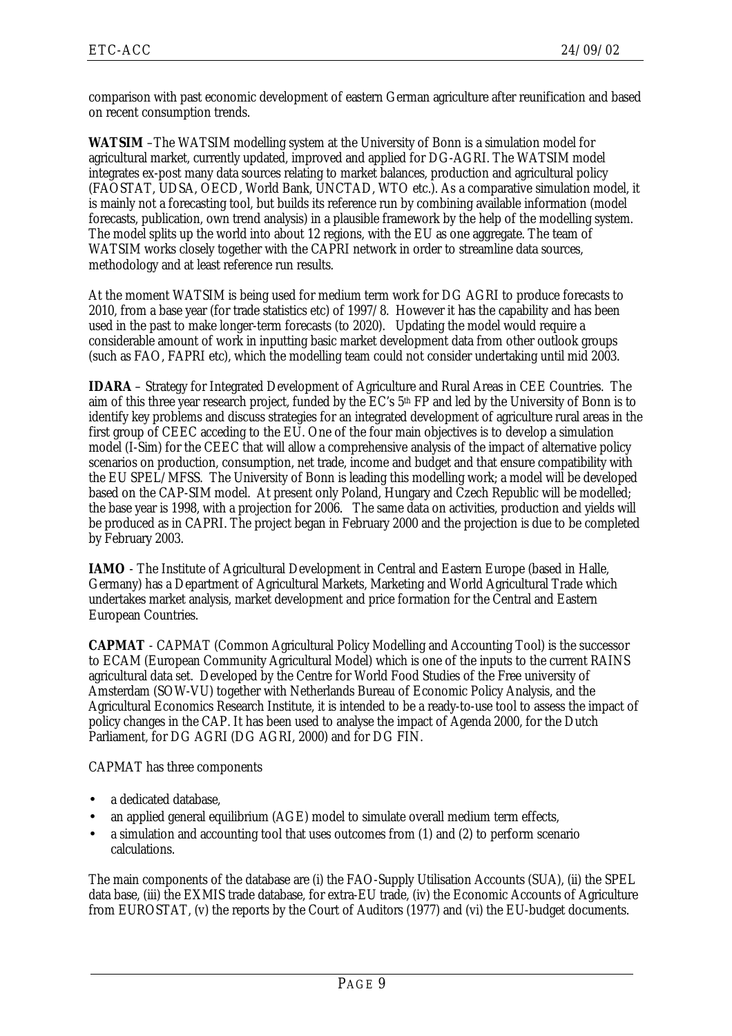comparison with past economic development of eastern German agriculture after reunification and based on recent consumption trends.

**WATSIM** –The WATSIM modelling system at the University of Bonn is a simulation model for agricultural market, currently updated, improved and applied for DG-AGRI. The WATSIM model integrates ex-post many data sources relating to market balances, production and agricultural policy (FAOSTAT, UDSA, OECD, World Bank, UNCTAD, WTO etc.). As a comparative simulation model, it is mainly not a forecasting tool, but builds its reference run by combining available information (model forecasts, publication, own trend analysis) in a plausible framework by the help of the modelling system. The model splits up the world into about 12 regions, with the EU as one aggregate. The team of WATSIM works closely together with the CAPRI network in order to streamline data sources, methodology and at least reference run results.

At the moment WATSIM is being used for medium term work for DG AGRI to produce forecasts to 2010, from a base year (for trade statistics etc) of 1997/8. However it has the capability and has been used in the past to make longer-term forecasts (to 2020). Updating the model would require a considerable amount of work in inputting basic market development data from other outlook groups (such as FAO, FAPRI etc), which the modelling team could not consider undertaking until mid 2003.

**IDARA** – Strategy for Integrated Development of Agriculture and Rural Areas in CEE Countries. The aim of this three year research project, funded by the EC's 5th FP and led by the University of Bonn is to identify key problems and discuss strategies for an integrated development of agriculture rural areas in the first group of CEEC acceding to the EU. One of the four main objectives is to develop a simulation model (I-Sim) for the CEEC that will allow a comprehensive analysis of the impact of alternative policy scenarios on production, consumption, net trade, income and budget and that ensure compatibility with the EU SPEL/MFSS. The University of Bonn is leading this modelling work; a model will be developed based on the CAP-SIM model. At present only Poland, Hungary and Czech Republic will be modelled; the base year is 1998, with a projection for 2006. The same data on activities, production and yields will be produced as in CAPRI. The project began in February 2000 and the projection is due to be completed by February 2003.

**IAMO** - The Institute of Agricultural Development in Central and Eastern Europe (based in Halle, Germany) has a Department of Agricultural Markets, Marketing and World Agricultural Trade which undertakes market analysis, market development and price formation for the Central and Eastern European Countries.

**CAPMAT** - CAPMAT (Common Agricultural Policy Modelling and Accounting Tool) is the successor to ECAM (European Community Agricultural Model) which is one of the inputs to the current RAINS agricultural data set. Developed by the Centre for World Food Studies of the Free university of Amsterdam (SOW-VU) together with Netherlands Bureau of Economic Policy Analysis, and the Agricultural Economics Research Institute, it is intended to be a ready-to-use tool to assess the impact of policy changes in the CAP. It has been used to analyse the impact of Agenda 2000, for the Dutch Parliament, for DG AGRI (DG AGRI, 2000) and for DG FIN.

CAPMAT has three components

- a dedicated database,
- an applied general equilibrium (AGE) model to simulate overall medium term effects,
- a simulation and accounting tool that uses outcomes from (1) and (2) to perform scenario calculations.

The main components of the database are (i) the FAO-Supply Utilisation Accounts (SUA), (ii) the SPEL data base, (iii) the EXMIS trade database, for extra-EU trade, (iv) the Economic Accounts of Agriculture from EUROSTAT, (v) the reports by the Court of Auditors (1977) and (vi) the EU-budget documents.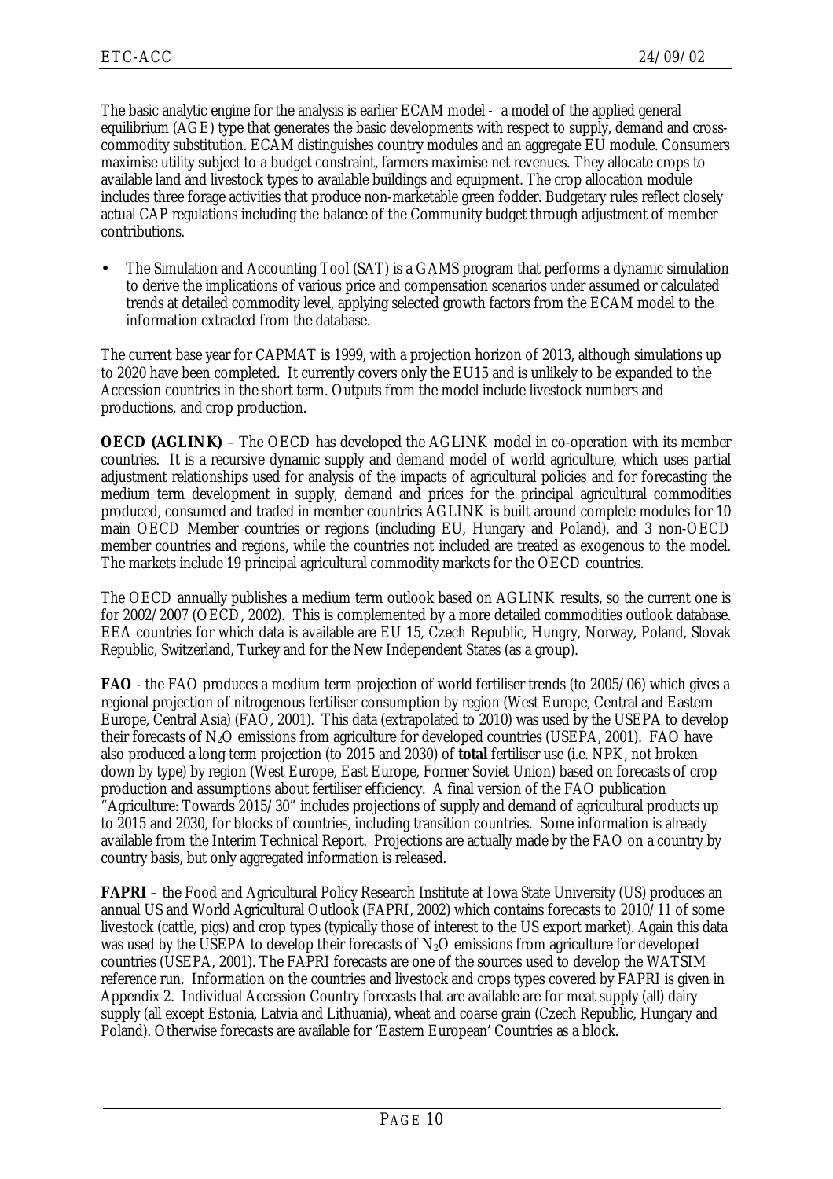The basic analytic engine for the analysis is earlier ECAM model - a model of the applied general equilibrium (AGE) type that generates the basic developments with respect to supply, demand and cross-commodity substitution. ECAM distinguishes country modules and an aggregate EU module. Consumers maximise utility subject to a budget constraint, farmers maximise net revenues. They allocate crops to available land and livestock types to available buildings and equipment. The crop allocation module includes three forage activities that produce non-marketable green fodder. Budgetary rules reflect closely actual CAP regulations including the balance of the Community budget through adjustment of member contributions.

- The Simulation and Accounting Tool (SAT) is a GAMS program that performs a dynamic simulation to derive the implications of various price and compensation scenarios under assumed or calculated trends at detailed commodity level, applying selected growth factors from the ECAM model to the information extracted from the database.

The current base year for CAPMAT is 1999, with a projection horizon of 2013, although simulations up to 2020 have been completed. It currently covers only the EU15 and is unlikely to be expanded to the Accession countries in the short term. Outputs from the model include livestock numbers and productions, and crop production.

**OECD (AGLINK)** – The OECD has developed the AGLINK model in co-operation with its member countries. It is a recursive dynamic supply and demand model of world agriculture, which uses partial adjustment relationships used for analysis of the impacts of agricultural policies and for forecasting the medium term development in supply, demand and prices for the principal agricultural commodities produced, consumed and traded in member countries AGLINK is built around complete modules for 10 main OECD Member countries or regions (including EU, Hungary and Poland), and 3 non-OECD member countries and regions, while the countries not included are treated as exogenous to the model. The markets include 19 principal agricultural commodity markets for the OECD countries.

The OECD annually publishes a medium term outlook based on AGLINK results, so the current one is for 2002/2007 (OECD, 2002). This is complemented by a more detailed commodities outlook database. EEA countries for which data is available are EU 15, Czech Republic, Hungry, Norway, Poland, Slovak Republic, Switzerland, Turkey and for the New Independent States (as a group).

**FAO** - the FAO produces a medium term projection of world fertiliser trends (to 2005/06) which gives a regional projection of nitrogenous fertiliser consumption by region (West Europe, Central and Eastern Europe, Central Asia) (FAO, 2001). This data (extrapolated to 2010) was used by the USEPA to develop their forecasts of $N_2O$ emissions from agriculture for developed countries (USEPA, 2001). FAO have also produced a long term projection (to 2015 and 2030) of **total** fertiliser use (i.e. NPK, not broken down by type) by region (West Europe, East Europe, Former Soviet Union) based on forecasts of crop production and assumptions about fertiliser efficiency. A final version of the FAO publication "Agriculture: Towards 2015/30" includes projections of supply and demand of agricultural products up to 2015 and 2030, for blocks of countries, including transition countries. Some information is already available from the Interim Technical Report. Projections are actually made by the FAO on a country by country basis, but only aggregated information is released.

**FAPRI** – the Food and Agricultural Policy Research Institute at Iowa State University (US) produces an annual US and World Agricultural Outlook (FAPRI, 2002) which contains forecasts to 2010/11 of some livestock (cattle, pigs) and crop types (typically those of interest to the US export market). Again this data was used by the USEPA to develop their forecasts of $N_2O$ emissions from agriculture for developed countries (USEPA, 2001). The FAPRI forecasts are one of the sources used to develop the WATSIM reference run. Information on the countries and livestock and crops types covered by FAPRI is given in Appendix 2. Individual Accession Country forecasts that are available are for meat supply (all) dairy supply (all except Estonia, Latvia and Lithuania), wheat and coarse grain (Czech Republic, Hungary and Poland). Otherwise forecasts are available for 'Eastern European' Countries as a block.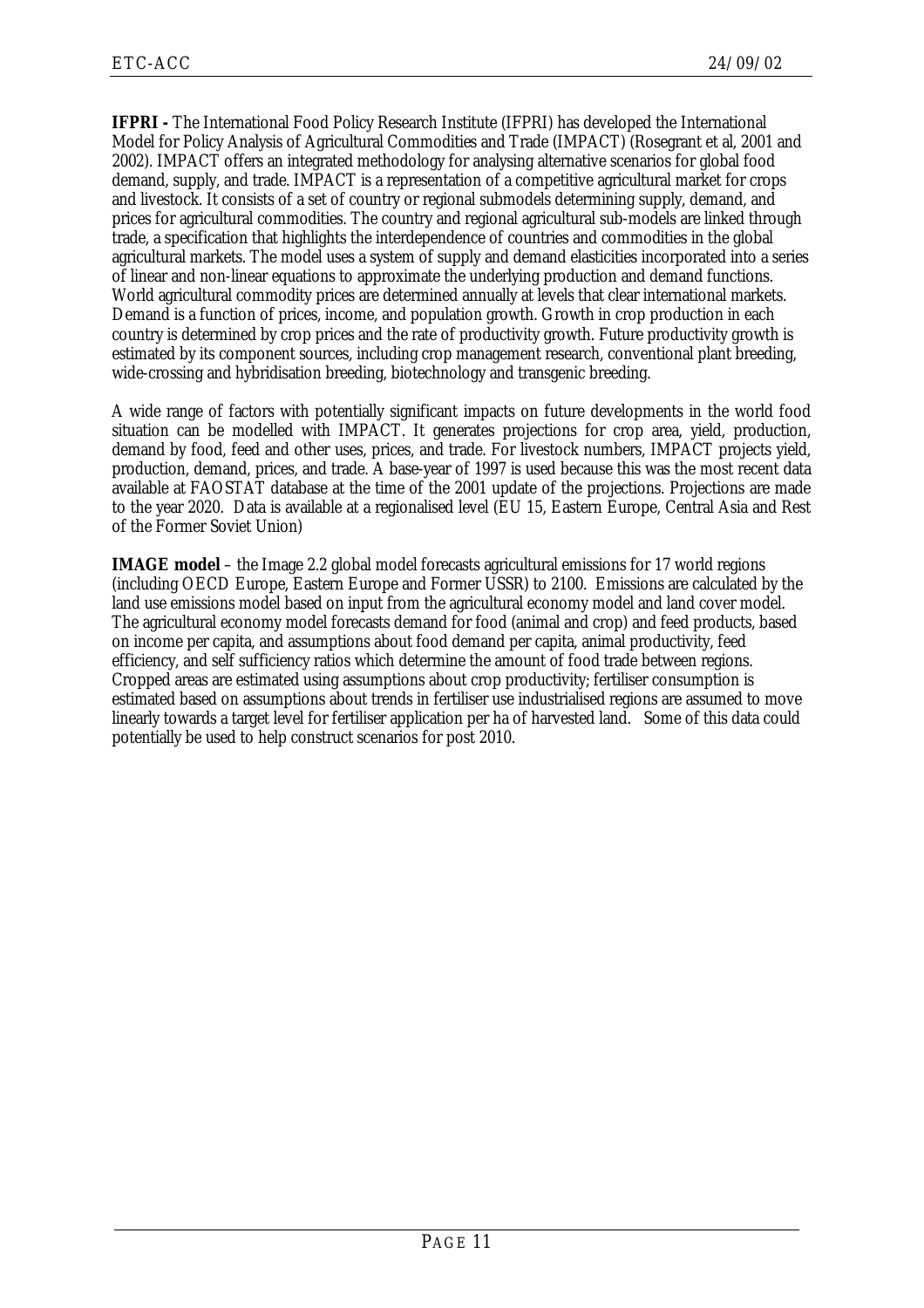**IFPRI -** The International Food Policy Research Institute (IFPRI) has developed the International Model for Policy Analysis of Agricultural Commodities and Trade (IMPACT) (Rosegrant et al, 2001 and 2002). IMPACT offers an integrated methodology for analysing alternative scenarios for global food demand, supply, and trade. IMPACT is a representation of a competitive agricultural market for crops and livestock. It consists of a set of country or regional submodels determining supply, demand, and prices for agricultural commodities. The country and regional agricultural sub-models are linked through trade, a specification that highlights the interdependence of countries and commodities in the global agricultural markets. The model uses a system of supply and demand elasticities incorporated into a series of linear and non-linear equations to approximate the underlying production and demand functions. World agricultural commodity prices are determined annually at levels that clear international markets. Demand is a function of prices, income, and population growth. Growth in crop production in each country is determined by crop prices and the rate of productivity growth. Future productivity growth is estimated by its component sources, including crop management research, conventional plant breeding, wide-crossing and hybridisation breeding, biotechnology and transgenic breeding.

A wide range of factors with potentially significant impacts on future developments in the world food situation can be modelled with IMPACT. It generates projections for crop area, yield, production, demand by food, feed and other uses, prices, and trade. For livestock numbers, IMPACT projects yield, production, demand, prices, and trade. A base-year of 1997 is used because this was the most recent data available at FAOSTAT database at the time of the 2001 update of the projections. Projections are made to the year 2020. Data is available at a regionalised level (EU 15, Eastern Europe, Central Asia and Rest of the Former Soviet Union)

**IMAGE model** – the Image 2.2 global model forecasts agricultural emissions for 17 world regions (including OECD Europe, Eastern Europe and Former USSR) to 2100. Emissions are calculated by the land use emissions model based on input from the agricultural economy model and land cover model. The agricultural economy model forecasts demand for food (animal and crop) and feed products, based on income per capita, and assumptions about food demand per capita, animal productivity, feed efficiency, and self sufficiency ratios which determine the amount of food trade between regions. Cropped areas are estimated using assumptions about crop productivity; fertiliser consumption is estimated based on assumptions about trends in fertiliser use industrialised regions are assumed to move linearly towards a target level for fertiliser application per ha of harvested land. Some of this data could potentially be used to help construct scenarios for post 2010.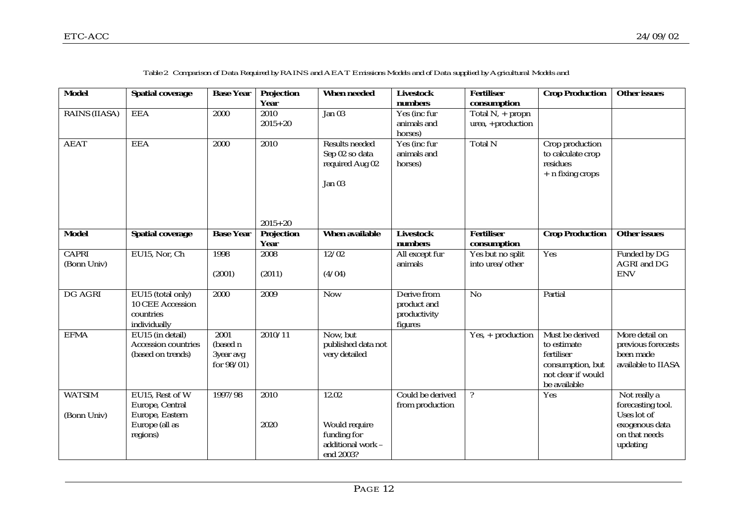Table 2 Comparison of Data Required by RAINS and AEAT Emissions Models and of Data supplied by Agricultural Models and

| **Model** | **Spatial coverage** | **Base Year** | **Projection Year** | **When needed** | **Livestock numbers** | **Fertiliser consumption** | **Crop Production** | **Other issues** |
|---|---|---|---|---|---|---|---|---|
| RAINS (IIASA) | EEA | 2000 | 2010<br>2015+20 | Jan 03 | Yes (inc fur animals and horses) | Total N, + propn urea, +production | | |
| AEAT | EEA | 2000 | 2010<br><br>2015+20 | Results needed Sep 02 so data required Aug 02<br><br>Jan 03 | Yes (inc fur animals and horses) | Total N | Crop production to calculate crop residues<br>+ n fixing crops | |
| **Model** | **Spatial coverage** | **Base Year** | **Projection Year** | **When available** | **Livestock numbers** | **Fertiliser consumption** | **Crop Production** | **Other issues** |
| CAPRI (Bonn Univ) | EU15, Nor, Ch | 1998<br><br>(2001) | 2008<br><br>(2011) | 12/02<br><br>(4/04) | All except fur animals | Yes but no split into urea/other | Yes | Funded by DG AGRI and DG ENV |
| DG AGRI | EU15 (total only)<br>10 CEE Accession countries individually | 2000 | 2009 | Now | Derive from product and productivity figures | No | Partial | |
| EFMA | EU15 (in detail)<br>Accession countries (based on trends) | 2001 (based n 3year avg for 98/01) | 2010/11 | Now, but published data not very detailed | | Yes, + production | Must be derived to estimate fertiliser consumption, but not clear if would be available | More detail on previous forecasts been made available to IIASA |
| WATSIM<br><br>(Bonn Univ) | EU15, Rest of W Europe, Central Europe, Eastern Europe (all as regions) | 1997/98 | 2010<br><br>2020 | 12.02<br><br>Would require funding for additional work – end 2003? | Could be derived from production | ? | Yes | Not really a forecasting tool. Uses lot of exogenous data on that needs updating |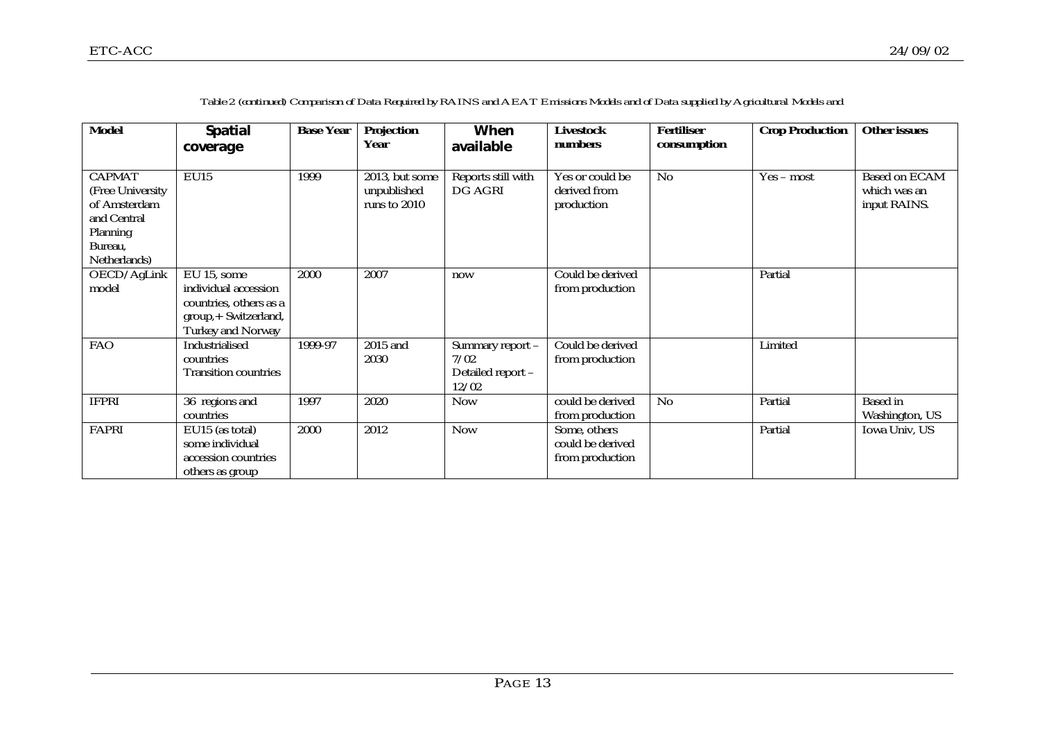Table 2 (continued) Comparison of Data Required by RAINS and AEAT Emissions Models and of Data supplied by Agricultural Models and

| Model | Spatial coverage | Base Year | Projection Year | When available | Livestock numbers | Fertiliser consumption | Crop Production | Other issues |
|---|---|---|---|---|---|---|---|---|
| CAPMAT (Free University of Amsterdam and Central Planning Bureau, Netherlands) | EU15 | 1999 | 2013, but some unpublished runs to 2010 | Reports still with DG AGRI | Yes or could be derived from production | No | Yes – most | Based on ECAM which was an input RAINS. |
| OECD/AgLink model | EU 15, some individual accession countries, others as a group,+ Switzerland, Turkey and Norway | 2000 | 2007 | now | Could be derived from production | | Partial | |
| FAO | Industrialised countries Transition countries | 1999-97 | 2015 and 2030 | Summary report – 7/02 Detailed report – 12/02 | Could be derived from production | | Limited | |
| IFPRI | 36 regions and countries | 1997 | 2020 | Now | could be derived from production | No | Partial | Based in Washington, US |
| FAPRI | EU15 (as total) some individual accession countries others as group | 2000 | 2012 | Now | Some, others could be derived from production | | Partial | Iowa Univ, US |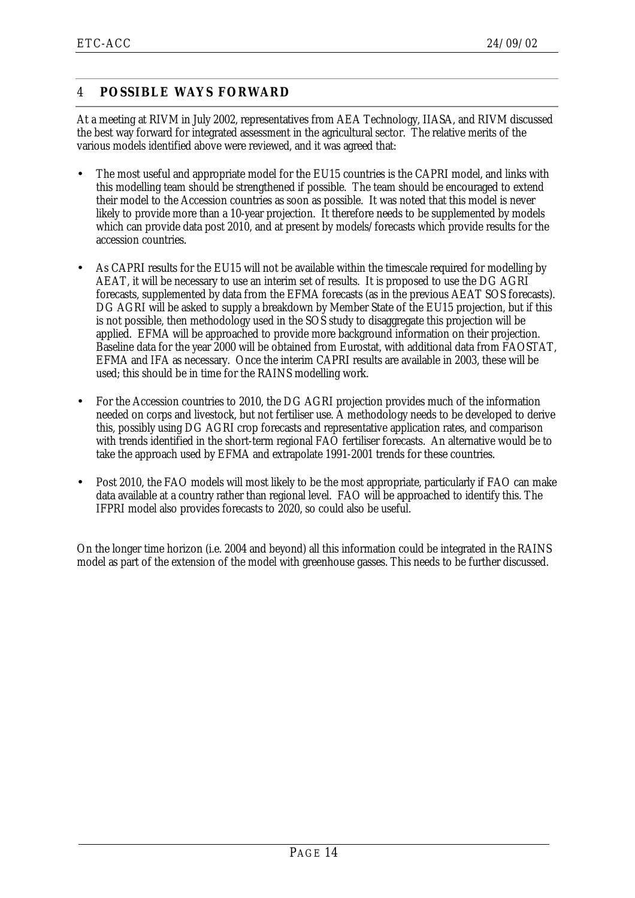# 4 POSSIBLE WAYS FORWARD

At a meeting at RIVM in July 2002, representatives from AEA Technology, IIASA, and RIVM discussed the best way forward for integrated assessment in the agricultural sector. The relative merits of the various models identified above were reviewed, and it was agreed that:

- The most useful and appropriate model for the EU15 countries is the CAPRI model, and links with this modelling team should be strengthened if possible. The team should be encouraged to extend their model to the Accession countries as soon as possible. It was noted that this model is never likely to provide more than a 10-year projection. It therefore needs to be supplemented by models which can provide data post 2010, and at present by models/forecasts which provide results for the accession countries.

- As CAPRI results for the EU15 will not be available within the timescale required for modelling by AEAT, it will be necessary to use an interim set of results. It is proposed to use the DG AGRI forecasts, supplemented by data from the EFMA forecasts (as in the previous AEAT SOS forecasts). DG AGRI will be asked to supply a breakdown by Member State of the EU15 projection, but if this is not possible, then methodology used in the SOS study to disaggregate this projection will be applied. EFMA will be approached to provide more background information on their projection. Baseline data for the year 2000 will be obtained from Eurostat, with additional data from FAOSTAT, EFMA and IFA as necessary. Once the interim CAPRI results are available in 2003, these will be used; this should be in time for the RAINS modelling work.

- For the Accession countries to 2010, the DG AGRI projection provides much of the information needed on corps and livestock, but not fertiliser use. A methodology needs to be developed to derive this, possibly using DG AGRI crop forecasts and representative application rates, and comparison with trends identified in the short-term regional FAO fertiliser forecasts. An alternative would be to take the approach used by EFMA and extrapolate 1991-2001 trends for these countries.

- Post 2010, the FAO models will most likely to be the most appropriate, particularly if FAO can make data available at a country rather than regional level. FAO will be approached to identify this. The IFPRI model also provides forecasts to 2020, so could also be useful.

On the longer time horizon (i.e. 2004 and beyond) all this information could be integrated in the RAINS model as part of the extension of the model with greenhouse gasses. This needs to be further discussed.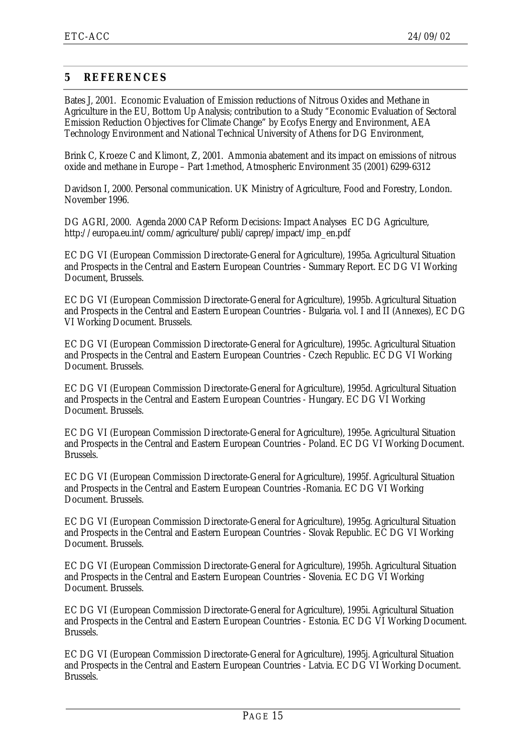## 5 REFERENCES

Bates J, 2001. Economic Evaluation of Emission reductions of Nitrous Oxides and Methane in Agriculture in the EU, Bottom Up Analysis; contribution to a Study "Economic Evaluation of Sectoral Emission Reduction Objectives for Climate Change" by Ecofys Energy and Environment, AEA Technology Environment and National Technical University of Athens for DG Environment,

Brink C, Kroeze C and Klimont, Z, 2001. Ammonia abatement and its impact on emissions of nitrous oxide and methane in Europe – Part 1:method, Atmospheric Environment 35 (2001) 6299-6312

Davidson I, 2000. Personal communication. UK Ministry of Agriculture, Food and Forestry, London. November 1996.

DG AGRI, 2000. Agenda 2000 CAP Reform Decisions: Impact Analyses EC DG Agriculture, http://europa.eu.int/comm/agriculture/publi/caprep/impact/imp_en.pdf

EC DG VI (European Commission Directorate-General for Agriculture), 1995a. Agricultural Situation and Prospects in the Central and Eastern European Countries - Summary Report. EC DG VI Working Document, Brussels.

EC DG VI (European Commission Directorate-General for Agriculture), 1995b. Agricultural Situation and Prospects in the Central and Eastern European Countries - Bulgaria. vol. I and II (Annexes), EC DG VI Working Document. Brussels.

EC DG VI (European Commission Directorate-General for Agriculture), 1995c. Agricultural Situation and Prospects in the Central and Eastern European Countries - Czech Republic. EC DG VI Working Document. Brussels.

EC DG VI (European Commission Directorate-General for Agriculture), 1995d. Agricultural Situation and Prospects in the Central and Eastern European Countries - Hungary. EC DG VI Working Document. Brussels.

EC DG VI (European Commission Directorate-General for Agriculture), 1995e. Agricultural Situation and Prospects in the Central and Eastern European Countries - Poland. EC DG VI Working Document. Brussels.

EC DG VI (European Commission Directorate-General for Agriculture), 1995f. Agricultural Situation and Prospects in the Central and Eastern European Countries -Romania. EC DG VI Working Document. Brussels.

EC DG VI (European Commission Directorate-General for Agriculture), 1995g. Agricultural Situation and Prospects in the Central and Eastern European Countries - Slovak Republic. EC DG VI Working Document. Brussels.

EC DG VI (European Commission Directorate-General for Agriculture), 1995h. Agricultural Situation and Prospects in the Central and Eastern European Countries - Slovenia. EC DG VI Working Document. Brussels.

EC DG VI (European Commission Directorate-General for Agriculture), 1995i. Agricultural Situation and Prospects in the Central and Eastern European Countries - Estonia. EC DG VI Working Document. Brussels.

EC DG VI (European Commission Directorate-General for Agriculture), 1995j. Agricultural Situation and Prospects in the Central and Eastern European Countries - Latvia. EC DG VI Working Document. Brussels.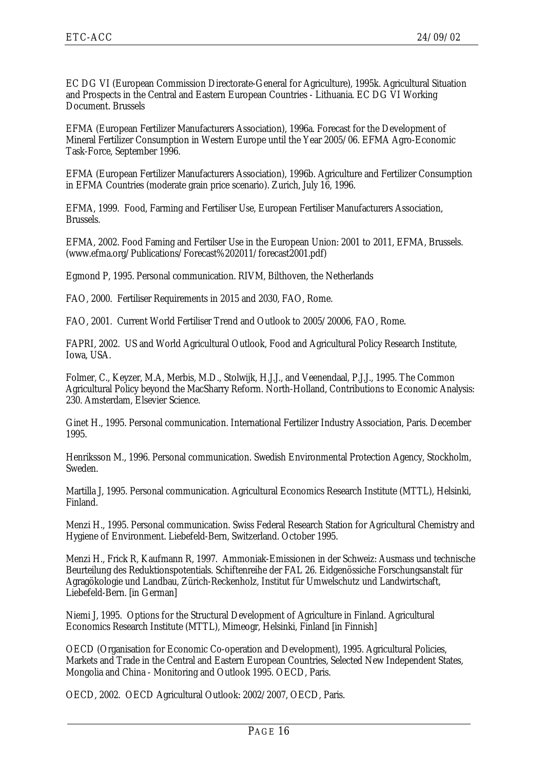EC DG VI (European Commission Directorate-General for Agriculture), 1995k. Agricultural Situation and Prospects in the Central and Eastern European Countries - Lithuania. EC DG VI Working Document. Brussels

EFMA (European Fertilizer Manufacturers Association), 1996a. Forecast for the Development of Mineral Fertilizer Consumption in Western Europe until the Year 2005/06. EFMA Agro-Economic Task-Force, September 1996.

EFMA (European Fertilizer Manufacturers Association), 1996b. Agriculture and Fertilizer Consumption in EFMA Countries (moderate grain price scenario). Zurich, July 16, 1996.

EFMA, 1999. Food, Farming and Fertiliser Use, European Fertiliser Manufacturers Association, Brussels.

EFMA, 2002. Food Faming and Fertilser Use in the European Union: 2001 to 2011, EFMA, Brussels. (www.efma.org/Publications/Forecast%202011/forecast2001.pdf)

Egmond P, 1995. Personal communication. RIVM, Bilthoven, the Netherlands

FAO, 2000. Fertiliser Requirements in 2015 and 2030, FAO, Rome.

FAO, 2001. Current World Fertiliser Trend and Outlook to 2005/20006, FAO, Rome.

FAPRI, 2002. US and World Agricultural Outlook, Food and Agricultural Policy Research Institute, Iowa, USA.

Folmer, C., Keyzer, M.A, Merbis, M.D., Stolwijk, H.J.J., and Veenendaal, P.J.J., 1995. The Common Agricultural Policy beyond the MacSharry Reform. North-Holland, Contributions to Economic Analysis: 230. Amsterdam, Elsevier Science.

Ginet H., 1995. Personal communication. International Fertilizer Industry Association, Paris. December 1995.

Henriksson M., 1996. Personal communication. Swedish Environmental Protection Agency, Stockholm, Sweden.

Martilla J, 1995. Personal communication. Agricultural Economics Research Institute (MTTL), Helsinki, Finland.

Menzi H., 1995. Personal communication. Swiss Federal Research Station for Agricultural Chemistry and Hygiene of Environment. Liebefeld-Bern, Switzerland. October 1995.

Menzi H., Frick R, Kaufmann R, 1997. Ammoniak-Emissionen in der Schweiz: Ausmass und technische Beurteilung des Reduktionspotentials. Schiftenreihe der FAL 26. Eidgenössiche Forschungsanstalt für Agragökologie und Landbau, Zürich-Reckenholz, Institut für Umwelschutz und Landwirtschaft, Liebefeld-Bern. [in German]

Niemi J, 1995. Options for the Structural Development of Agriculture in Finland. Agricultural Economics Research Institute (MTTL), Mimeogr, Helsinki, Finland [in Finnish]

OECD (Organisation for Economic Co-operation and Development), 1995. Agricultural Policies, Markets and Trade in the Central and Eastern European Countries, Selected New Independent States, Mongolia and China - Monitoring and Outlook 1995. OECD, Paris.

OECD, 2002. OECD Agricultural Outlook: 2002/2007, OECD, Paris.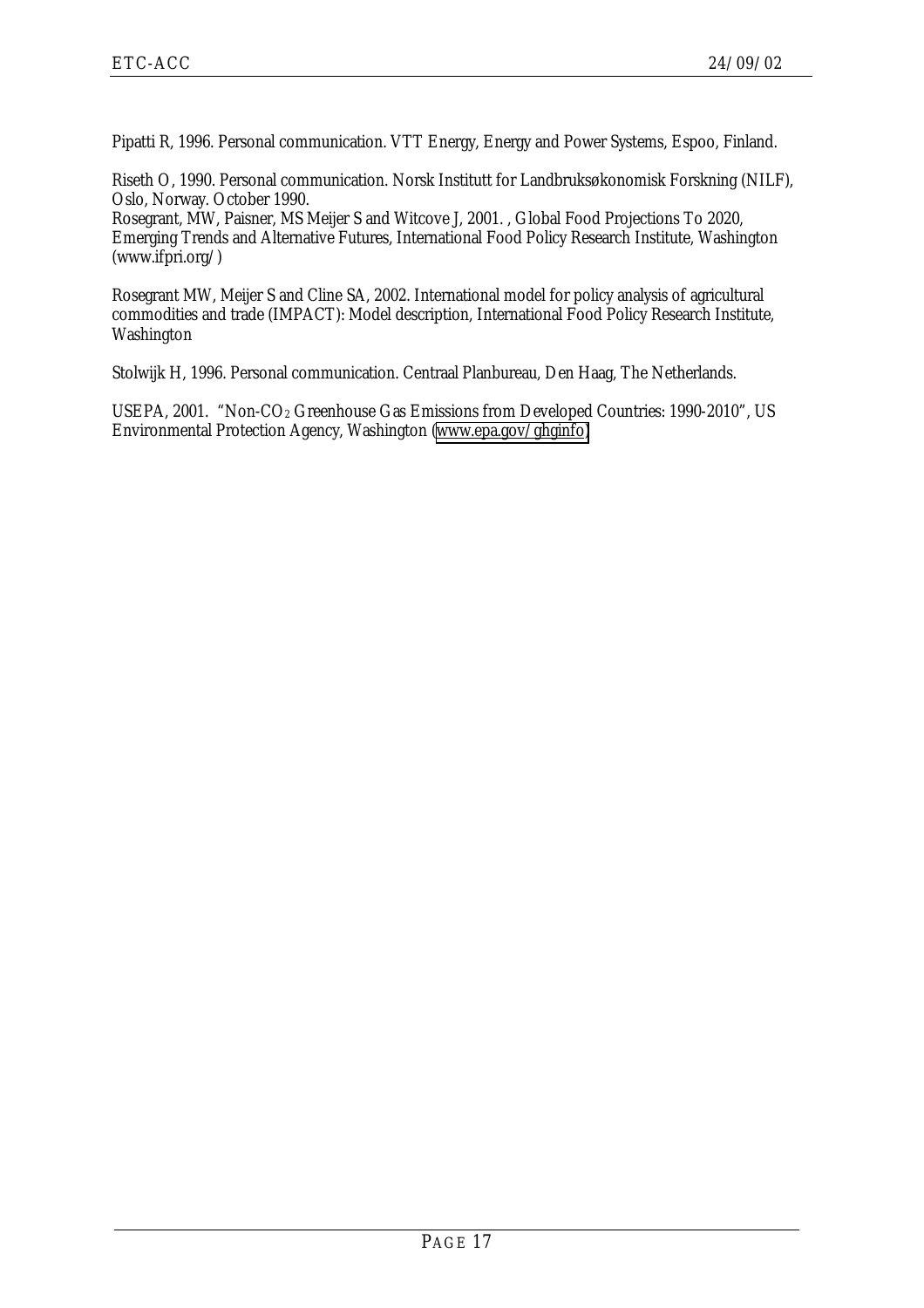Pipatti R, 1996. Personal communication. VTT Energy, Energy and Power Systems, Espoo, Finland.

Riseth O, 1990. Personal communication. Norsk Institutt for Landbruksøkonomisk Forskning (NILF), Oslo, Norway. October 1990.
Rosegrant, MW, Paisner, MS Meijer S and Witcove J, 2001. , Global Food Projections To 2020, Emerging Trends and Alternative Futures, International Food Policy Research Institute, Washington (www.ifpri.org/)

Rosegrant MW, Meijer S and Cline SA, 2002. International model for policy analysis of agricultural commodities and trade (IMPACT): Model description, International Food Policy Research Institute, Washington

Stolwijk H, 1996. Personal communication. Centraal Planbureau, Den Haag, The Netherlands.

USEPA, 2001. "Non-$CO_2$ Greenhouse Gas Emissions from Developed Countries: 1990-2010", US Environmental Protection Agency, Washington (www.epa.gov/ghginfo)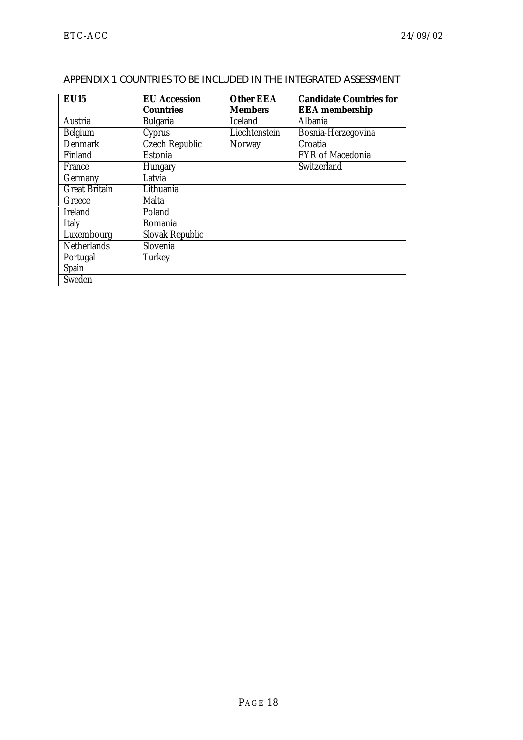## APPENDIX 1 COUNTRIES TO BE INCLUDED IN THE INTEGRATED ASSESSMENT

| EU15 | EU Accession Countries | Other EEA Members | Candidate Countries for EEA membership |
|---|---|---|---|
| Austria | Bulgaria | Iceland | Albania |
| Belgium | Cyprus | Liechtenstein | Bosnia-Herzegovina |
| Denmark | Czech Republic | Norway | Croatia |
| Finland | Estonia | | FYR of Macedonia |
| France | Hungary | | Switzerland |
| Germany | Latvia | | |
| Great Britain | Lithuania | | |
| Greece | Malta | | |
| Ireland | Poland | | |
| Italy | Romania | | |
| Luxembourg | Slovak Republic | | |
| Netherlands | Slovenia | | |
| Portugal | Turkey | | |
| Spain | | | |
| Sweden | | | |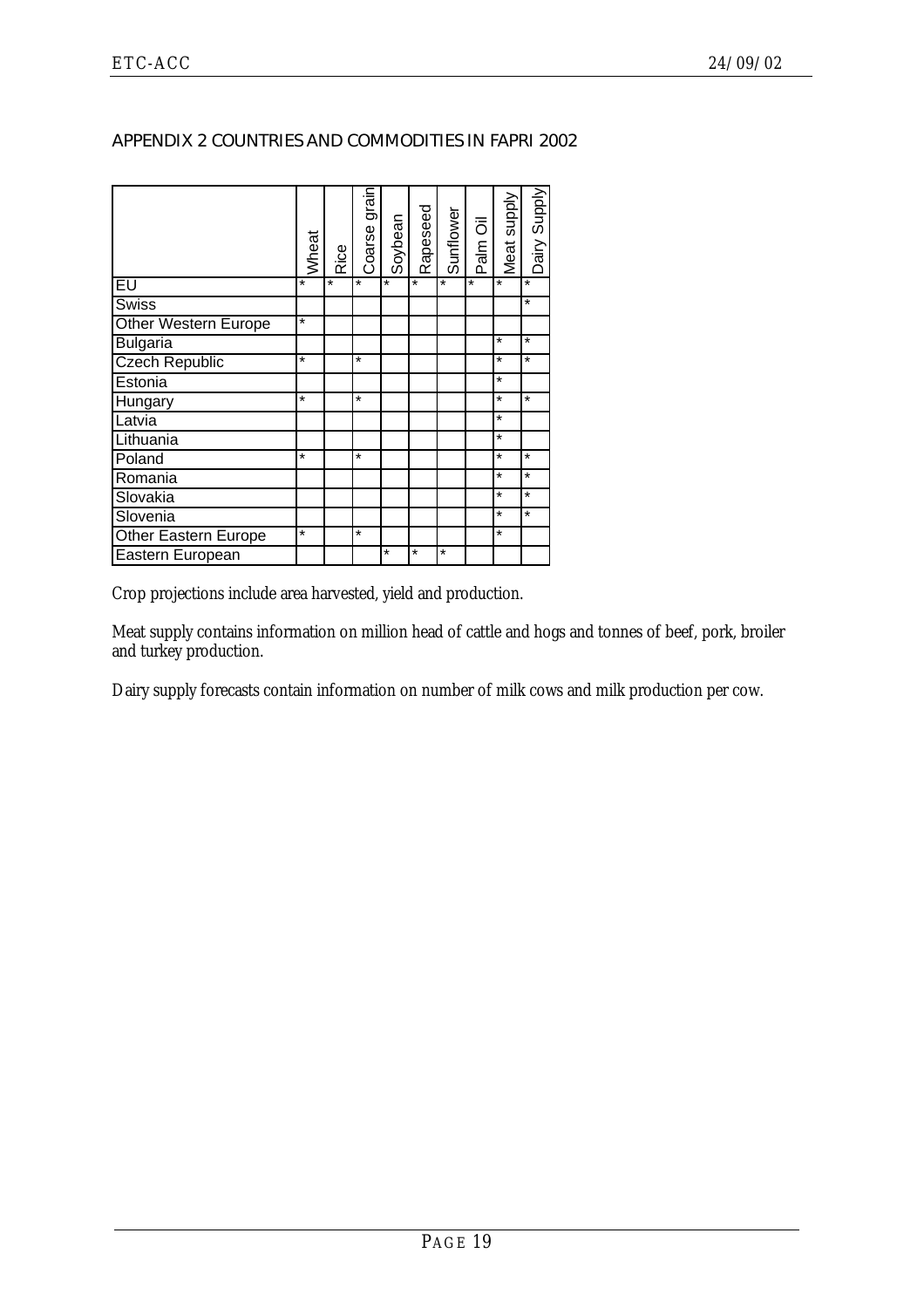## APPENDIX 2 COUNTRIES AND COMMODITIES IN FAPRI 2002

| | Wheat | Rice | Coarse grain | Soybean | Rapeseed | Sunflower | Palm Oil | Meat supply | Dairy Supply |
|---|---|---|---|---|---|---|---|---|---|
| EU | * | * | * | * | * | * | * | * | * |
| Swiss | | | | | | | | | * |
| Other Western Europe | * | | | | | | | | |
| Bulgaria | | | | | | | | * | * |
| Czech Republic | * | | * | | | | | * | * |
| Estonia | | | | | | | | * | |
| Hungary | * | | * | | | | | * | * |
| Latvia | | | | | | | | * | |
| Lithuania | | | | | | | | * | |
| Poland | * | | * | | | | | * | * |
| Romania | | | | | | | | * | * |
| Slovakia | | | | | | | | * | * |
| Slovenia | | | | | | | | * | * |
| Other Eastern Europe | * | | * | | | | | * | |
| Eastern European | | | | * | * | * | | | |

Crop projections include area harvested, yield and production.

Meat supply contains information on million head of cattle and hogs and tonnes of beef, pork, broiler and turkey production.

Dairy supply forecasts contain information on number of milk cows and milk production per cow.